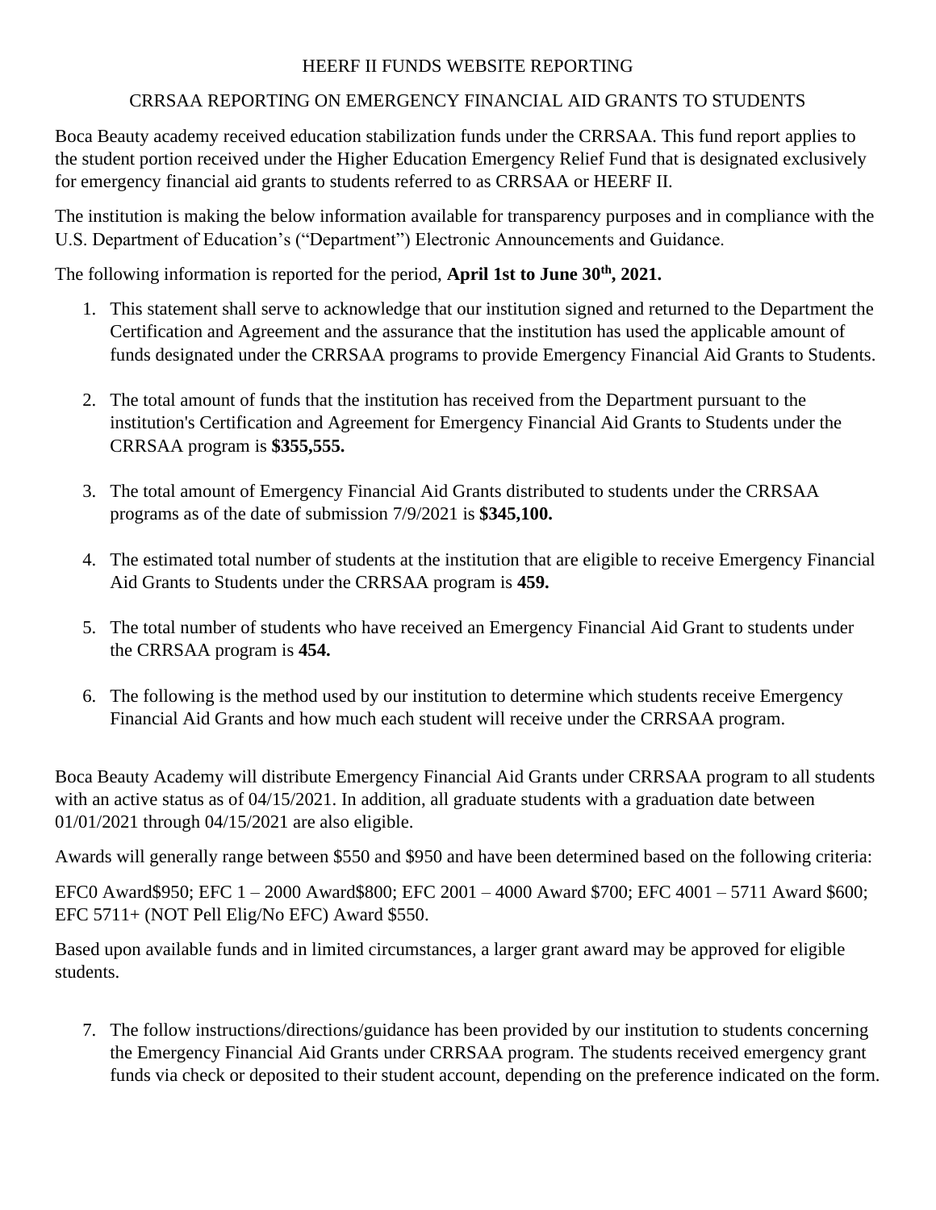# HEERF II FUNDS WEBSITE REPORTING

## CRRSAA REPORTING ON EMERGENCY FINANCIAL AID GRANTS TO STUDENTS

Boca Beauty academy received education stabilization funds under the CRRSAA. This fund report applies to the student portion received under the Higher Education Emergency Relief Fund that is designated exclusively for emergency financial aid grants to students referred to as CRRSAA or HEERF II.

The institution is making the below information available for transparency purposes and in compliance with the U.S. Department of Education's ("Department") Electronic Announcements and Guidance.

The following information is reported for the period, **April 1st to June 30th, 2021.**

1. This statement shall serve to acknowledge that our institution signed and returned to the Department the Certification and Agreement and the assurance that the institution has used the applicable amount of funds designated under the CRRSAA programs to provide Emergency Financial Aid Grants to Students.

2. The total amount of funds that the institution has received from the Department pursuant to the institution's Certification and Agreement for Emergency Financial Aid Grants to Students under the CRRSAA program is **$355,555.**

3. The total amount of Emergency Financial Aid Grants distributed to students under the CRRSAA programs as of the date of submission 7/9/2021 is **$345,100.**

4. The estimated total number of students at the institution that are eligible to receive Emergency Financial Aid Grants to Students under the CRRSAA program is **459.**

5. The total number of students who have received an Emergency Financial Aid Grant to students under the CRRSAA program is **454.**

6. The following is the method used by our institution to determine which students receive Emergency Financial Aid Grants and how much each student will receive under the CRRSAA program.

Boca Beauty Academy will distribute Emergency Financial Aid Grants under CRRSAA program to all students with an active status as of 04/15/2021. In addition, all graduate students with a graduation date between 01/01/2021 through 04/15/2021 are also eligible.

Awards will generally range between $550 and $950 and have been determined based on the following criteria:

EFC0 Award$950; EFC 1 – 2000 Award$800; EFC 2001 – 4000 Award $700; EFC 4001 – 5711 Award $600; EFC 5711+ (NOT Pell Elig/No EFC) Award $550.

Based upon available funds and in limited circumstances, a larger grant award may be approved for eligible students.

7. The follow instructions/directions/guidance has been provided by our institution to students concerning the Emergency Financial Aid Grants under CRRSAA program. The students received emergency grant funds via check or deposited to their student account, depending on the preference indicated on the form.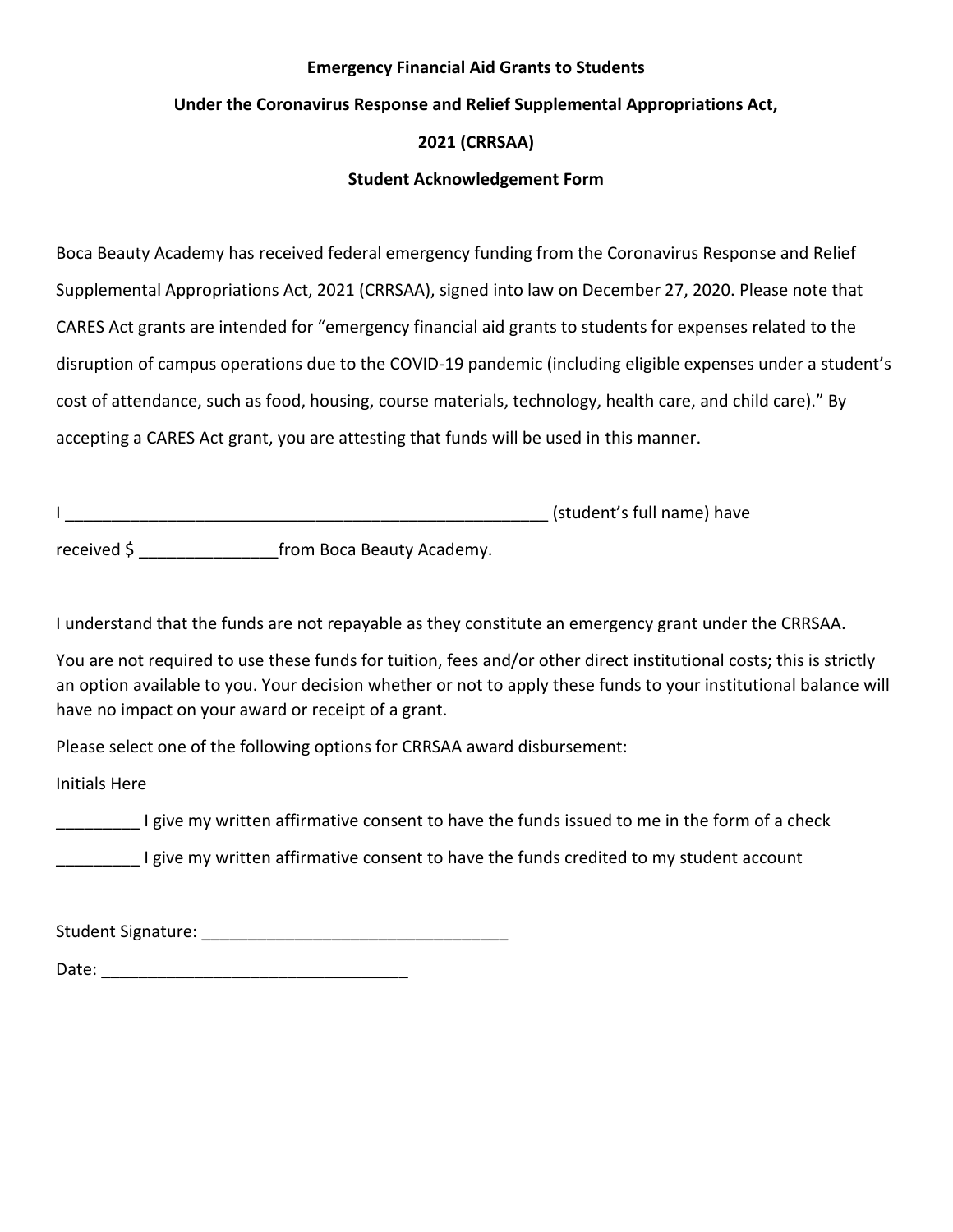**Emergency Financial Aid Grants to Students**

**Under the Coronavirus Response and Relief Supplemental Appropriations Act,**

**2021 (CRRSAA)**

**Student Acknowledgement Form**

Boca Beauty Academy has received federal emergency funding from the Coronavirus Response and Relief Supplemental Appropriations Act, 2021 (CRRSAA), signed into law on December 27, 2020. Please note that CARES Act grants are intended for "emergency financial aid grants to students for expenses related to the disruption of campus operations due to the COVID-19 pandemic (including eligible expenses under a student's cost of attendance, such as food, housing, course materials, technology, health care, and child care)." By accepting a CARES Act grant, you are attesting that funds will be used in this manner.

I _____________________________________________________ (student's full name) have received $ _______________from Boca Beauty Academy.

I understand that the funds are not repayable as they constitute an emergency grant under the CRRSAA.

You are not required to use these funds for tuition, fees and/or other direct institutional costs; this is strictly an option available to you. Your decision whether or not to apply these funds to your institutional balance will have no impact on your award or receipt of a grant.

Please select one of the following options for CRRSAA award disbursement:

Initials Here

_________ I give my written affirmative consent to have the funds issued to me in the form of a check

_________ I give my written affirmative consent to have the funds credited to my student account

Student Signature: _________________________________

Date: _________________________________